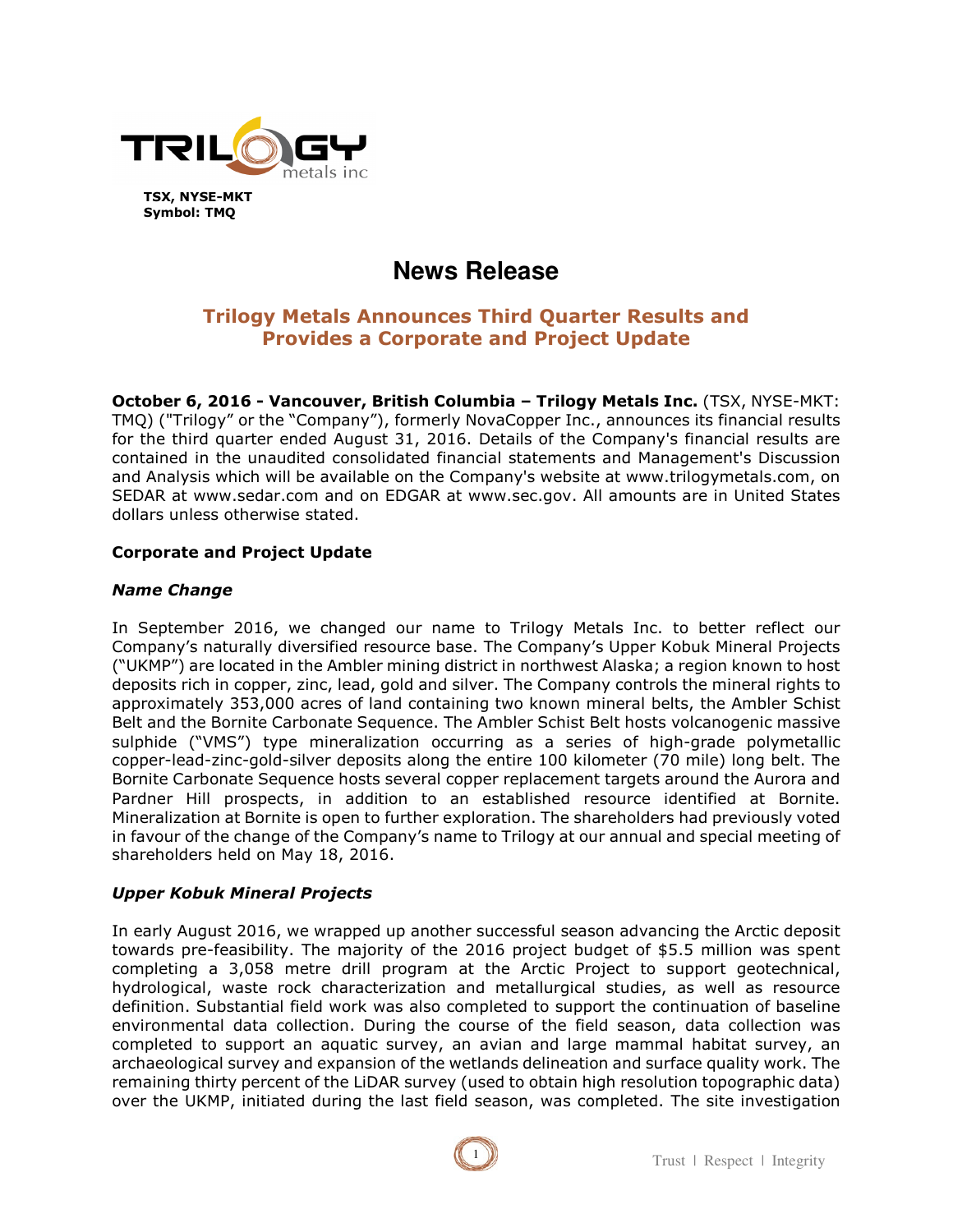TSX, NYSE-MKT
Symbol: TMQ

# News Release

## Trilogy Metals Announces Third Quarter Results and Provides a Corporate and Project Update

**October 6, 2016 - Vancouver, British Columbia – Trilogy Metals Inc.** (TSX, NYSE-MKT: TMQ) ("Trilogy" or the "Company"), formerly NovaCopper Inc., announces its financial results for the third quarter ended August 31, 2016. Details of the Company's financial results are contained in the unaudited consolidated financial statements and Management's Discussion and Analysis which will be available on the Company's website at www.trilogymetals.com, on SEDAR at www.sedar.com and on EDGAR at www.sec.gov. All amounts are in United States dollars unless otherwise stated.

### Corporate and Project Update

#### *Name Change*

In September 2016, we changed our name to Trilogy Metals Inc. to better reflect our Company's naturally diversified resource base. The Company's Upper Kobuk Mineral Projects ("UKMP") are located in the Ambler mining district in northwest Alaska; a region known to host deposits rich in copper, zinc, lead, gold and silver. The Company controls the mineral rights to approximately 353,000 acres of land containing two known mineral belts, the Ambler Schist Belt and the Bornite Carbonate Sequence. The Ambler Schist Belt hosts volcanogenic massive sulphide ("VMS") type mineralization occurring as a series of high-grade polymetallic copper-lead-zinc-gold-silver deposits along the entire 100 kilometer (70 mile) long belt. The Bornite Carbonate Sequence hosts several copper replacement targets around the Aurora and Pardner Hill prospects, in addition to an established resource identified at Bornite. Mineralization at Bornite is open to further exploration. The shareholders had previously voted in favour of the change of the Company's name to Trilogy at our annual and special meeting of shareholders held on May 18, 2016.

#### *Upper Kobuk Mineral Projects*

In early August 2016, we wrapped up another successful season advancing the Arctic deposit towards pre-feasibility. The majority of the 2016 project budget of $5.5 million was spent completing a 3,058 metre drill program at the Arctic Project to support geotechnical, hydrological, waste rock characterization and metallurgical studies, as well as resource definition. Substantial field work was also completed to support the continuation of baseline environmental data collection. During the course of the field season, data collection was completed to support an aquatic survey, an avian and large mammal habitat survey, an archaeological survey and expansion of the wetlands delineation and surface quality work. The remaining thirty percent of the LiDAR survey (used to obtain high resolution topographic data) over the UKMP, initiated during the last field season, was completed. The site investigation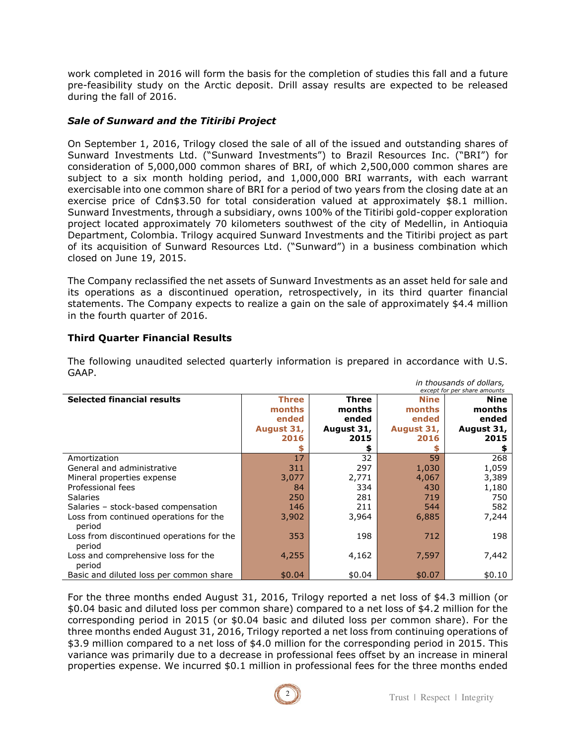work completed in 2016 will form the basis for the completion of studies this fall and a future pre-feasibility study on the Arctic deposit. Drill assay results are expected to be released during the fall of 2016.

### *Sale of Sunward and the Titiribi Project*

On September 1, 2016, Trilogy closed the sale of all of the issued and outstanding shares of Sunward Investments Ltd. ("Sunward Investments") to Brazil Resources Inc. ("BRI") for consideration of 5,000,000 common shares of BRI, of which 2,500,000 common shares are subject to a six month holding period, and 1,000,000 BRI warrants, with each warrant exercisable into one common share of BRI for a period of two years from the closing date at an exercise price of Cdn$3.50 for total consideration valued at approximately $8.1 million. Sunward Investments, through a subsidiary, owns 100% of the Titiribi gold-copper exploration project located approximately 70 kilometers southwest of the city of Medellin, in Antioquia Department, Colombia. Trilogy acquired Sunward Investments and the Titiribi project as part of its acquisition of Sunward Resources Ltd. ("Sunward") in a business combination which closed on June 19, 2015.

The Company reclassified the net assets of Sunward Investments as an asset held for sale and its operations as a discontinued operation, retrospectively, in its third quarter financial statements. The Company expects to realize a gain on the sale of approximately $4.4 million in the fourth quarter of 2016.

### Third Quarter Financial Results

The following unaudited selected quarterly information is prepared in accordance with U.S. GAAP.

*in thousands of dollars, except for per share amounts*

| Selected financial results | Three months ended August 31, 2016 $ | Three months ended August 31, 2015 $ | Nine months ended August 31, 2016 $ | Nine months ended August 31, 2015 $ |
|---|---|---|---|---|
| Amortization | 17 | 32 | 59 | 268 |
| General and administrative | 311 | 297 | 1,030 | 1,059 |
| Mineral properties expense | 3,077 | 2,771 | 4,067 | 3,389 |
| Professional fees | 84 | 334 | 430 | 1,180 |
| Salaries | 250 | 281 | 719 | 750 |
| Salaries – stock-based compensation | 146 | 211 | 544 | 582 |
| Loss from continued operations for the period | 3,902 | 3,964 | 6,885 | 7,244 |
| Loss from discontinued operations for the period | 353 | 198 | 712 | 198 |
| Loss and comprehensive loss for the period | 4,255 | 4,162 | 7,597 | 7,442 |
| Basic and diluted loss per common share | $0.04 | $0.04 | $0.07 | $0.10 |

For the three months ended August 31, 2016, Trilogy reported a net loss of $4.3 million (or $0.04 basic and diluted loss per common share) compared to a net loss of $4.2 million for the corresponding period in 2015 (or $0.04 basic and diluted loss per common share). For the three months ended August 31, 2016, Trilogy reported a net loss from continuing operations of $3.9 million compared to a net loss of $4.0 million for the corresponding period in 2015. This variance was primarily due to a decrease in professional fees offset by an increase in mineral properties expense. We incurred $0.1 million in professional fees for the three months ended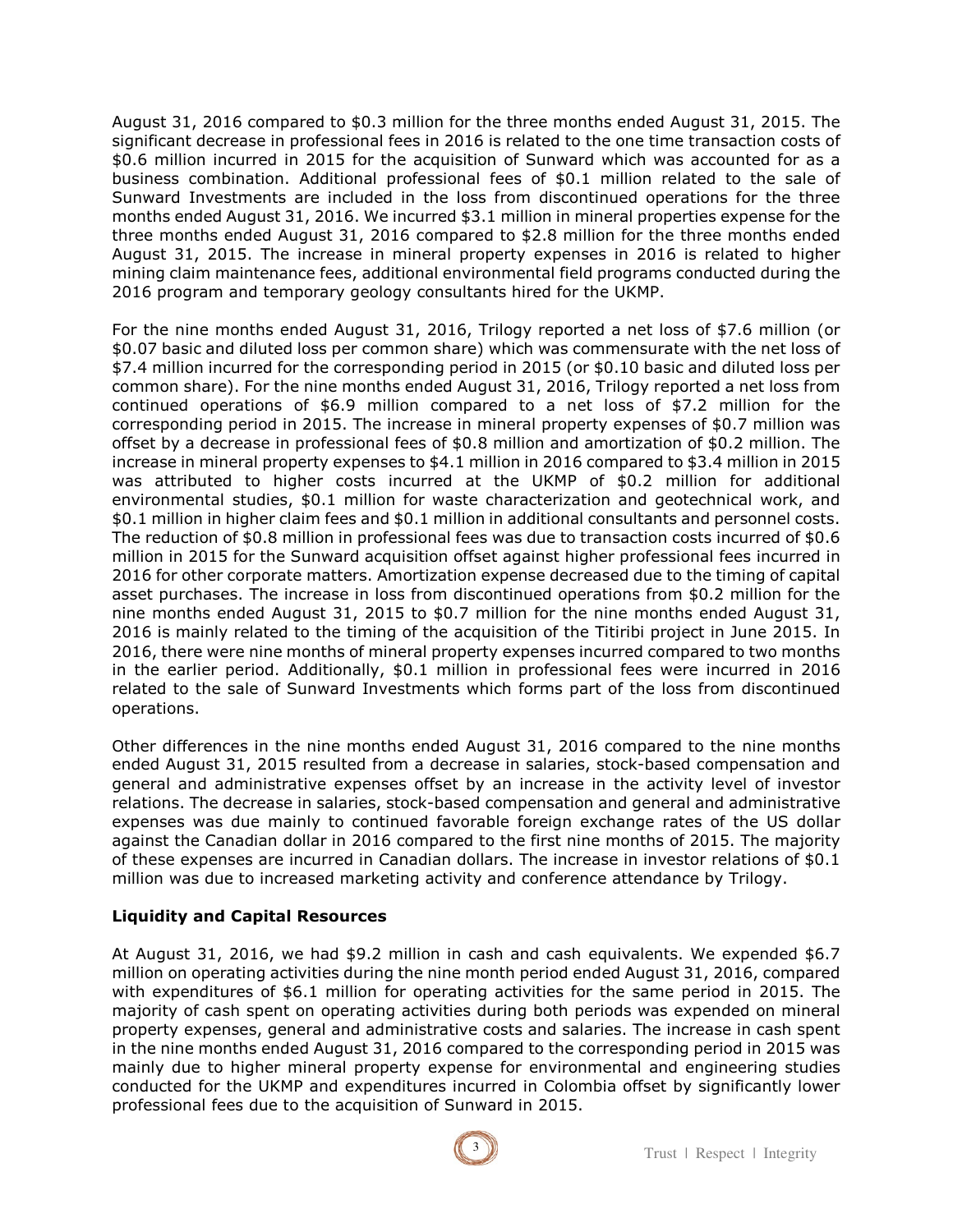August 31, 2016 compared to $0.3 million for the three months ended August 31, 2015. The significant decrease in professional fees in 2016 is related to the one time transaction costs of $0.6 million incurred in 2015 for the acquisition of Sunward which was accounted for as a business combination. Additional professional fees of $0.1 million related to the sale of Sunward Investments are included in the loss from discontinued operations for the three months ended August 31, 2016. We incurred $3.1 million in mineral properties expense for the three months ended August 31, 2016 compared to $2.8 million for the three months ended August 31, 2015. The increase in mineral property expenses in 2016 is related to higher mining claim maintenance fees, additional environmental field programs conducted during the 2016 program and temporary geology consultants hired for the UKMP.

For the nine months ended August 31, 2016, Trilogy reported a net loss of $7.6 million (or $0.07 basic and diluted loss per common share) which was commensurate with the net loss of $7.4 million incurred for the corresponding period in 2015 (or $0.10 basic and diluted loss per common share). For the nine months ended August 31, 2016, Trilogy reported a net loss from continued operations of $6.9 million compared to a net loss of $7.2 million for the corresponding period in 2015. The increase in mineral property expenses of $0.7 million was offset by a decrease in professional fees of $0.8 million and amortization of $0.2 million. The increase in mineral property expenses to $4.1 million in 2016 compared to $3.4 million in 2015 was attributed to higher costs incurred at the UKMP of $0.2 million for additional environmental studies, $0.1 million for waste characterization and geotechnical work, and $0.1 million in higher claim fees and $0.1 million in additional consultants and personnel costs. The reduction of $0.8 million in professional fees was due to transaction costs incurred of $0.6 million in 2015 for the Sunward acquisition offset against higher professional fees incurred in 2016 for other corporate matters. Amortization expense decreased due to the timing of capital asset purchases. The increase in loss from discontinued operations from $0.2 million for the nine months ended August 31, 2015 to $0.7 million for the nine months ended August 31, 2016 is mainly related to the timing of the acquisition of the Titiribi project in June 2015. In 2016, there were nine months of mineral property expenses incurred compared to two months in the earlier period. Additionally, $0.1 million in professional fees were incurred in 2016 related to the sale of Sunward Investments which forms part of the loss from discontinued operations.

Other differences in the nine months ended August 31, 2016 compared to the nine months ended August 31, 2015 resulted from a decrease in salaries, stock-based compensation and general and administrative expenses offset by an increase in the activity level of investor relations. The decrease in salaries, stock-based compensation and general and administrative expenses was due mainly to continued favorable foreign exchange rates of the US dollar against the Canadian dollar in 2016 compared to the first nine months of 2015. The majority of these expenses are incurred in Canadian dollars. The increase in investor relations of $0.1 million was due to increased marketing activity and conference attendance by Trilogy.

## Liquidity and Capital Resources

At August 31, 2016, we had $9.2 million in cash and cash equivalents. We expended $6.7 million on operating activities during the nine month period ended August 31, 2016, compared with expenditures of $6.1 million for operating activities for the same period in 2015. The majority of cash spent on operating activities during both periods was expended on mineral property expenses, general and administrative costs and salaries. The increase in cash spent in the nine months ended August 31, 2016 compared to the corresponding period in 2015 was mainly due to higher mineral property expense for environmental and engineering studies conducted for the UKMP and expenditures incurred in Colombia offset by significantly lower professional fees due to the acquisition of Sunward in 2015.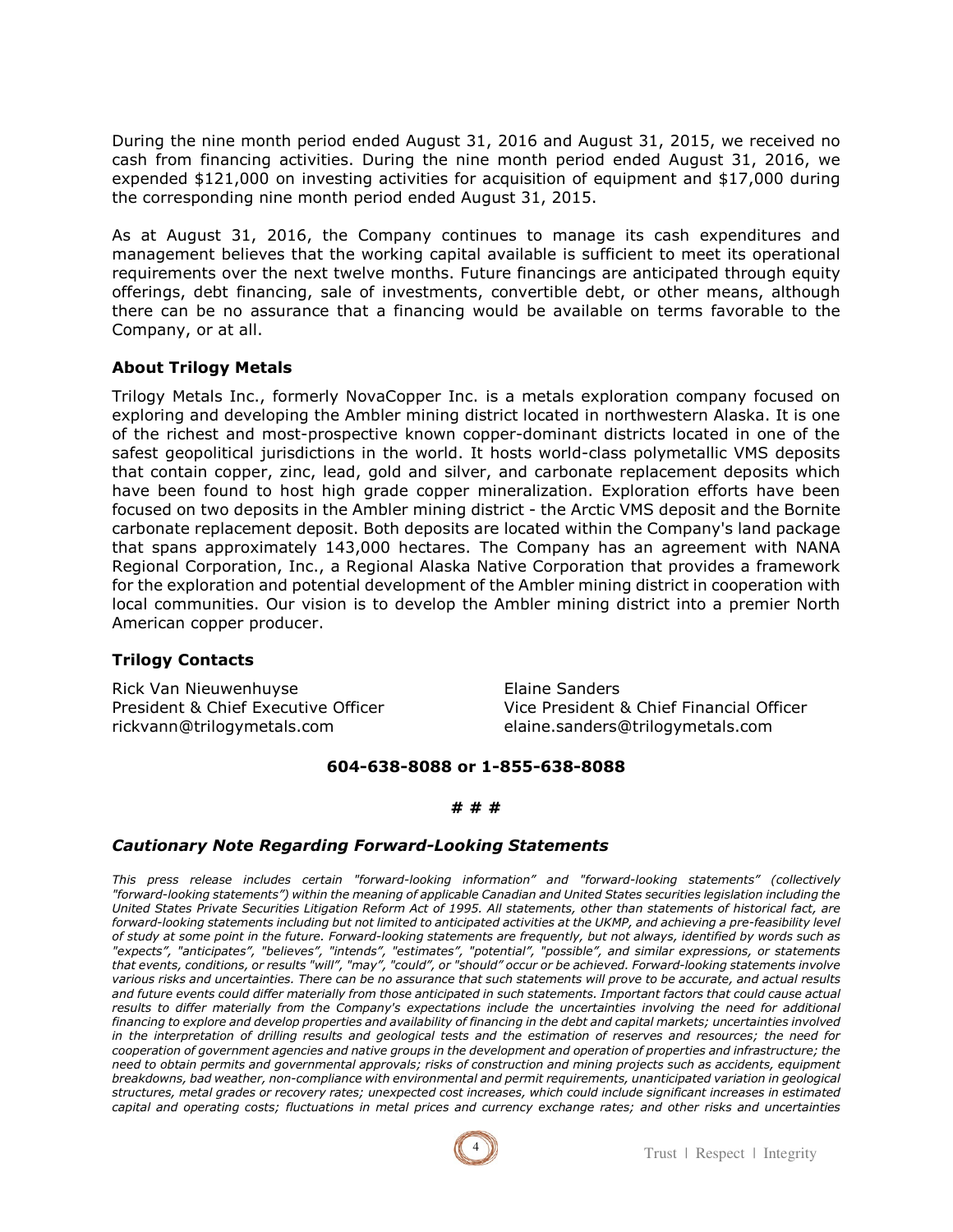During the nine month period ended August 31, 2016 and August 31, 2015, we received no cash from financing activities. During the nine month period ended August 31, 2016, we expended $121,000 on investing activities for acquisition of equipment and $17,000 during the corresponding nine month period ended August 31, 2015.

As at August 31, 2016, the Company continues to manage its cash expenditures and management believes that the working capital available is sufficient to meet its operational requirements over the next twelve months. Future financings are anticipated through equity offerings, debt financing, sale of investments, convertible debt, or other means, although there can be no assurance that a financing would be available on terms favorable to the Company, or at all.

### About Trilogy Metals

Trilogy Metals Inc., formerly NovaCopper Inc. is a metals exploration company focused on exploring and developing the Ambler mining district located in northwestern Alaska. It is one of the richest and most-prospective known copper-dominant districts located in one of the safest geopolitical jurisdictions in the world. It hosts world-class polymetallic VMS deposits that contain copper, zinc, lead, gold and silver, and carbonate replacement deposits which have been found to host high grade copper mineralization. Exploration efforts have been focused on two deposits in the Ambler mining district - the Arctic VMS deposit and the Bornite carbonate replacement deposit. Both deposits are located within the Company's land package that spans approximately 143,000 hectares. The Company has an agreement with NANA Regional Corporation, Inc., a Regional Alaska Native Corporation that provides a framework for the exploration and potential development of the Ambler mining district in cooperation with local communities. Our vision is to develop the Ambler mining district into a premier North American copper producer.

### Trilogy Contacts

Rick Van Nieuwenhuyse
President & Chief Executive Officer
rickvann@trilogymetals.com

Elaine Sanders
Vice President & Chief Financial Officer
elaine.sanders@trilogymetals.com

**604-638-8088 or 1-855-638-8088**

**# # #**

### *Cautionary Note Regarding Forward-Looking Statements*

*This press release includes certain "forward-looking information" and "forward-looking statements" (collectively "forward-looking statements") within the meaning of applicable Canadian and United States securities legislation including the United States Private Securities Litigation Reform Act of 1995. All statements, other than statements of historical fact, are forward-looking statements including but not limited to anticipated activities at the UKMP, and achieving a pre-feasibility level of study at some point in the future. Forward-looking statements are frequently, but not always, identified by words such as "expects", "anticipates", "believes", "intends", "estimates", "potential", "possible", and similar expressions, or statements that events, conditions, or results "will", "may", "could", or "should" occur or be achieved. Forward-looking statements involve various risks and uncertainties. There can be no assurance that such statements will prove to be accurate, and actual results and future events could differ materially from those anticipated in such statements. Important factors that could cause actual results to differ materially from the Company's expectations include the uncertainties involving the need for additional financing to explore and develop properties and availability of financing in the debt and capital markets; uncertainties involved in the interpretation of drilling results and geological tests and the estimation of reserves and resources; the need for cooperation of government agencies and native groups in the development and operation of properties and infrastructure; the need to obtain permits and governmental approvals; risks of construction and mining projects such as accidents, equipment breakdowns, bad weather, non-compliance with environmental and permit requirements, unanticipated variation in geological structures, metal grades or recovery rates; unexpected cost increases, which could include significant increases in estimated capital and operating costs; fluctuations in metal prices and currency exchange rates; and other risks and uncertainties*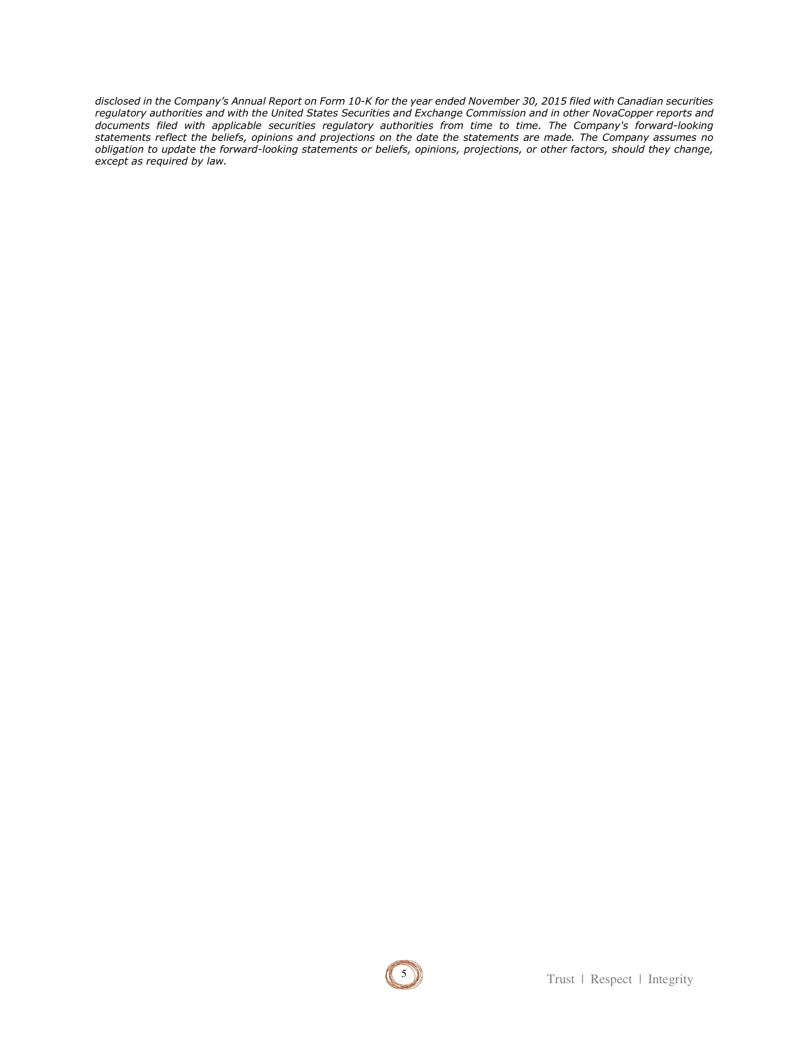*disclosed in the Company's Annual Report on Form 10-K for the year ended November 30, 2015 filed with Canadian securities regulatory authorities and with the United States Securities and Exchange Commission and in other NovaCopper reports and documents filed with applicable securities regulatory authorities from time to time. The Company's forward-looking statements reflect the beliefs, opinions and projections on the date the statements are made. The Company assumes no obligation to update the forward-looking statements or beliefs, opinions, projections, or other factors, should they change, except as required by law.*